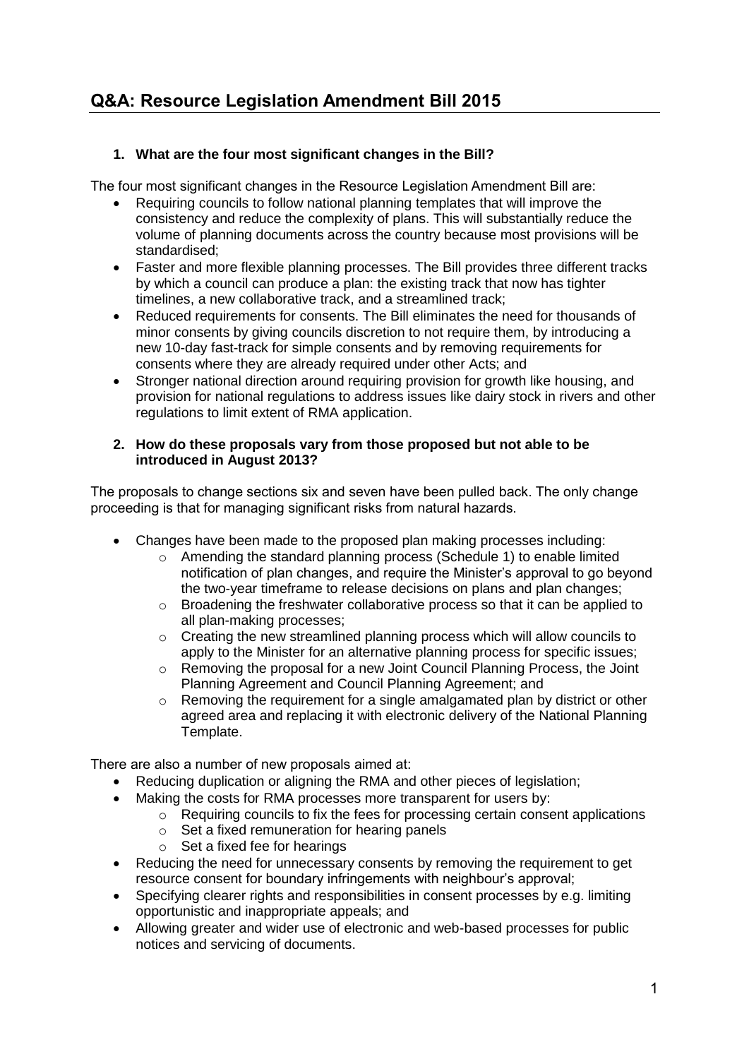# Q&A: Resource Legislation Amendment Bill 2015

**1. What are the four most significant changes in the Bill?**

The four most significant changes in the Resource Legislation Amendment Bill are:

- Requiring councils to follow national planning templates that will improve the consistency and reduce the complexity of plans. This will substantially reduce the volume of planning documents across the country because most provisions will be standardised;
- Faster and more flexible planning processes. The Bill provides three different tracks by which a council can produce a plan: the existing track that now has tighter timelines, a new collaborative track, and a streamlined track;
- Reduced requirements for consents. The Bill eliminates the need for thousands of minor consents by giving councils discretion to not require them, by introducing a new 10-day fast-track for simple consents and by removing requirements for consents where they are already required under other Acts; and
- Stronger national direction around requiring provision for growth like housing, and provision for national regulations to address issues like dairy stock in rivers and other regulations to limit extent of RMA application.

**2. How do these proposals vary from those proposed but not able to be introduced in August 2013?**

The proposals to change sections six and seven have been pulled back. The only change proceeding is that for managing significant risks from natural hazards.

- Changes have been made to the proposed plan making processes including:
  - Amending the standard planning process (Schedule 1) to enable limited notification of plan changes, and require the Minister's approval to go beyond the two-year timeframe to release decisions on plans and plan changes;
  - Broadening the freshwater collaborative process so that it can be applied to all plan-making processes;
  - Creating the new streamlined planning process which will allow councils to apply to the Minister for an alternative planning process for specific issues;
  - Removing the proposal for a new Joint Council Planning Process, the Joint Planning Agreement and Council Planning Agreement; and
  - Removing the requirement for a single amalgamated plan by district or other agreed area and replacing it with electronic delivery of the National Planning Template.

There are also a number of new proposals aimed at:

- Reducing duplication or aligning the RMA and other pieces of legislation;
- Making the costs for RMA processes more transparent for users by:
  - Requiring councils to fix the fees for processing certain consent applications
  - Set a fixed remuneration for hearing panels
  - Set a fixed fee for hearings
- Reducing the need for unnecessary consents by removing the requirement to get resource consent for boundary infringements with neighbour's approval;
- Specifying clearer rights and responsibilities in consent processes by e.g. limiting opportunistic and inappropriate appeals; and
- Allowing greater and wider use of electronic and web-based processes for public notices and servicing of documents.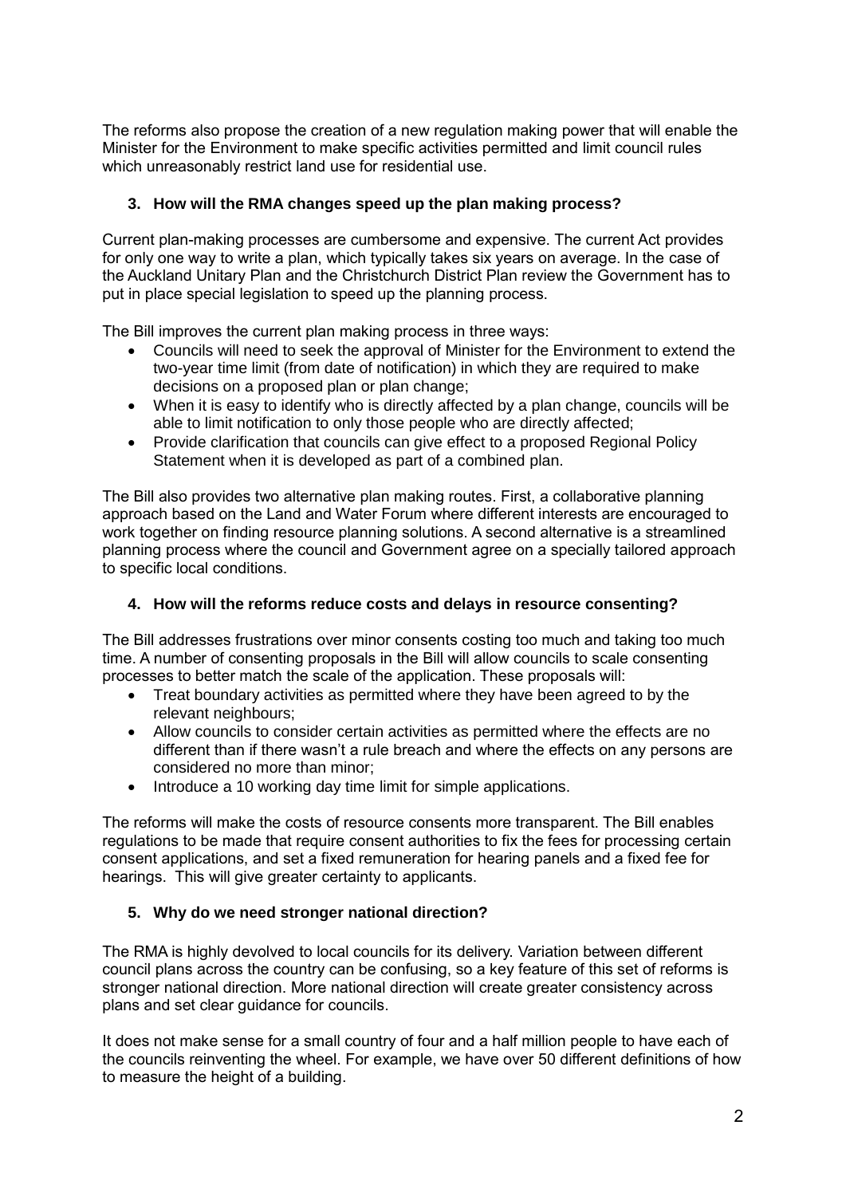The reforms also propose the creation of a new regulation making power that will enable the Minister for the Environment to make specific activities permitted and limit council rules which unreasonably restrict land use for residential use.

### 3. How will the RMA changes speed up the plan making process?

Current plan-making processes are cumbersome and expensive. The current Act provides for only one way to write a plan, which typically takes six years on average. In the case of the Auckland Unitary Plan and the Christchurch District Plan review the Government has to put in place special legislation to speed up the planning process.

The Bill improves the current plan making process in three ways:

- Councils will need to seek the approval of Minister for the Environment to extend the two-year time limit (from date of notification) in which they are required to make decisions on a proposed plan or plan change;
- When it is easy to identify who is directly affected by a plan change, councils will be able to limit notification to only those people who are directly affected;
- Provide clarification that councils can give effect to a proposed Regional Policy Statement when it is developed as part of a combined plan.

The Bill also provides two alternative plan making routes. First, a collaborative planning approach based on the Land and Water Forum where different interests are encouraged to work together on finding resource planning solutions. A second alternative is a streamlined planning process where the council and Government agree on a specially tailored approach to specific local conditions.

### 4. How will the reforms reduce costs and delays in resource consenting?

The Bill addresses frustrations over minor consents costing too much and taking too much time. A number of consenting proposals in the Bill will allow councils to scale consenting processes to better match the scale of the application. These proposals will:

- Treat boundary activities as permitted where they have been agreed to by the relevant neighbours;
- Allow councils to consider certain activities as permitted where the effects are no different than if there wasn't a rule breach and where the effects on any persons are considered no more than minor;
- Introduce a 10 working day time limit for simple applications.

The reforms will make the costs of resource consents more transparent. The Bill enables regulations to be made that require consent authorities to fix the fees for processing certain consent applications, and set a fixed remuneration for hearing panels and a fixed fee for hearings. This will give greater certainty to applicants.

### 5. Why do we need stronger national direction?

The RMA is highly devolved to local councils for its delivery. Variation between different council plans across the country can be confusing, so a key feature of this set of reforms is stronger national direction. More national direction will create greater consistency across plans and set clear guidance for councils.

It does not make sense for a small country of four and a half million people to have each of the councils reinventing the wheel. For example, we have over 50 different definitions of how to measure the height of a building.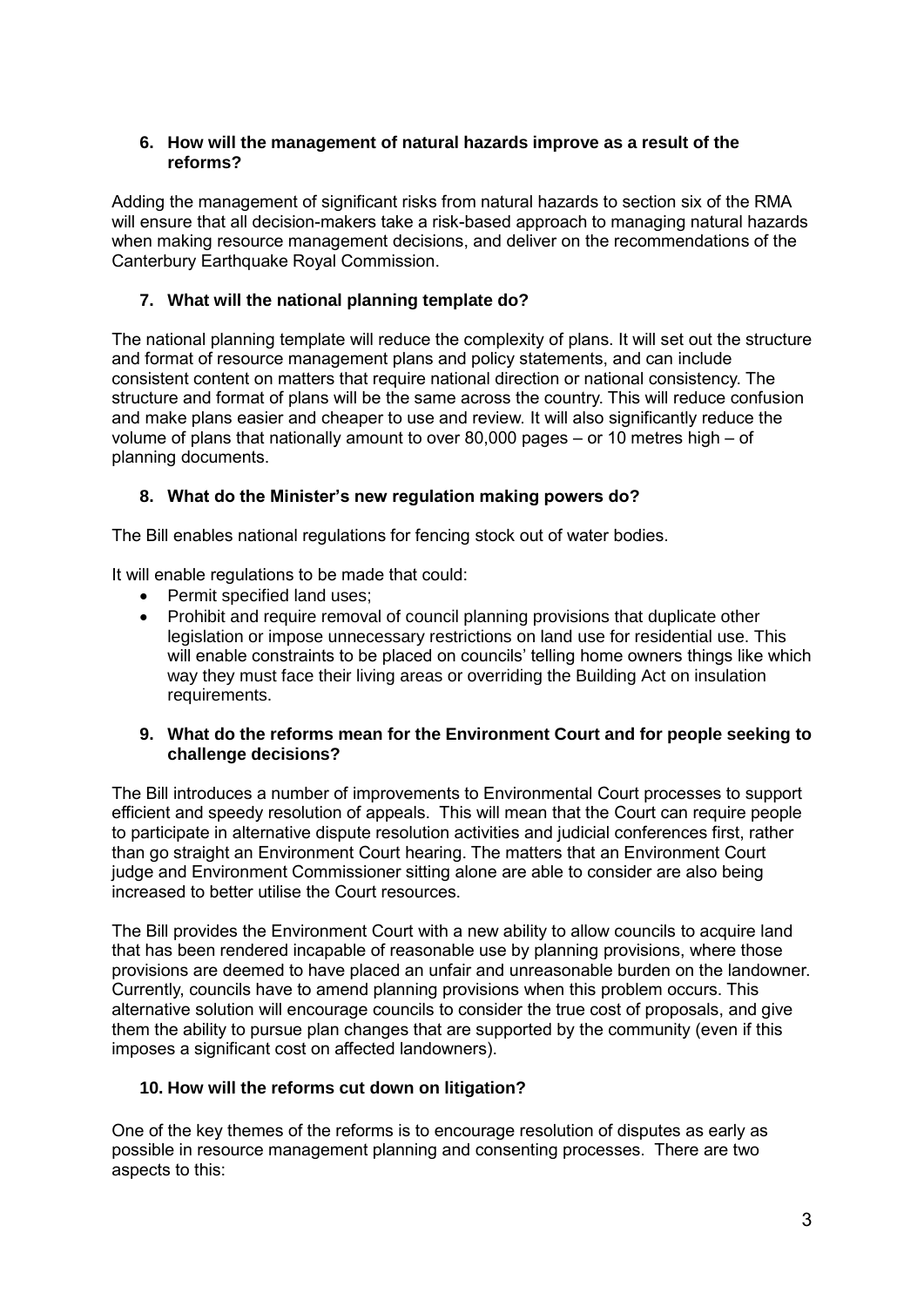**6. How will the management of natural hazards improve as a result of the reforms?**

Adding the management of significant risks from natural hazards to section six of the RMA will ensure that all decision-makers take a risk-based approach to managing natural hazards when making resource management decisions, and deliver on the recommendations of the Canterbury Earthquake Royal Commission.

**7. What will the national planning template do?**

The national planning template will reduce the complexity of plans. It will set out the structure and format of resource management plans and policy statements, and can include consistent content on matters that require national direction or national consistency. The structure and format of plans will be the same across the country. This will reduce confusion and make plans easier and cheaper to use and review. It will also significantly reduce the volume of plans that nationally amount to over 80,000 pages – or 10 metres high – of planning documents.

**8. What do the Minister's new regulation making powers do?**

The Bill enables national regulations for fencing stock out of water bodies.

It will enable regulations to be made that could:

- Permit specified land uses;
- Prohibit and require removal of council planning provisions that duplicate other legislation or impose unnecessary restrictions on land use for residential use. This will enable constraints to be placed on councils' telling home owners things like which way they must face their living areas or overriding the Building Act on insulation requirements.

**9. What do the reforms mean for the Environment Court and for people seeking to challenge decisions?**

The Bill introduces a number of improvements to Environmental Court processes to support efficient and speedy resolution of appeals. This will mean that the Court can require people to participate in alternative dispute resolution activities and judicial conferences first, rather than go straight an Environment Court hearing. The matters that an Environment Court judge and Environment Commissioner sitting alone are able to consider are also being increased to better utilise the Court resources.

The Bill provides the Environment Court with a new ability to allow councils to acquire land that has been rendered incapable of reasonable use by planning provisions, where those provisions are deemed to have placed an unfair and unreasonable burden on the landowner. Currently, councils have to amend planning provisions when this problem occurs. This alternative solution will encourage councils to consider the true cost of proposals, and give them the ability to pursue plan changes that are supported by the community (even if this imposes a significant cost on affected landowners).

**10. How will the reforms cut down on litigation?**

One of the key themes of the reforms is to encourage resolution of disputes as early as possible in resource management planning and consenting processes. There are two aspects to this: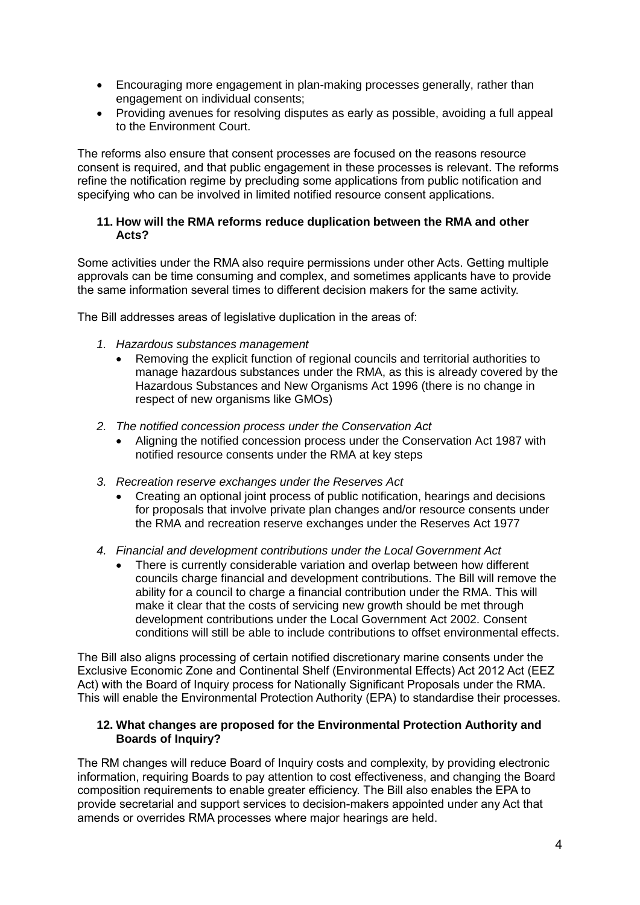- Encouraging more engagement in plan-making processes generally, rather than engagement on individual consents;
- Providing avenues for resolving disputes as early as possible, avoiding a full appeal to the Environment Court.

The reforms also ensure that consent processes are focused on the reasons resource consent is required, and that public engagement in these processes is relevant. The reforms refine the notification regime by precluding some applications from public notification and specifying who can be involved in limited notified resource consent applications.

### 11. How will the RMA reforms reduce duplication between the RMA and other Acts?

Some activities under the RMA also require permissions under other Acts. Getting multiple approvals can be time consuming and complex, and sometimes applicants have to provide the same information several times to different decision makers for the same activity.

The Bill addresses areas of legislative duplication in the areas of:

1. *Hazardous substances management*
   - Removing the explicit function of regional councils and territorial authorities to manage hazardous substances under the RMA, as this is already covered by the Hazardous Substances and New Organisms Act 1996 (there is no change in respect of new organisms like GMOs)

2. *The notified concession process under the Conservation Act*
   - Aligning the notified concession process under the Conservation Act 1987 with notified resource consents under the RMA at key steps

3. *Recreation reserve exchanges under the Reserves Act*
   - Creating an optional joint process of public notification, hearings and decisions for proposals that involve private plan changes and/or resource consents under the RMA and recreation reserve exchanges under the Reserves Act 1977

4. *Financial and development contributions under the Local Government Act*
   - There is currently considerable variation and overlap between how different councils charge financial and development contributions. The Bill will remove the ability for a council to charge a financial contribution under the RMA. This will make it clear that the costs of servicing new growth should be met through development contributions under the Local Government Act 2002. Consent conditions will still be able to include contributions to offset environmental effects.

The Bill also aligns processing of certain notified discretionary marine consents under the Exclusive Economic Zone and Continental Shelf (Environmental Effects) Act 2012 Act (EEZ Act) with the Board of Inquiry process for Nationally Significant Proposals under the RMA. This will enable the Environmental Protection Authority (EPA) to standardise their processes.

### 12. What changes are proposed for the Environmental Protection Authority and Boards of Inquiry?

The RM changes will reduce Board of Inquiry costs and complexity, by providing electronic information, requiring Boards to pay attention to cost effectiveness, and changing the Board composition requirements to enable greater efficiency. The Bill also enables the EPA to provide secretarial and support services to decision-makers appointed under any Act that amends or overrides RMA processes where major hearings are held.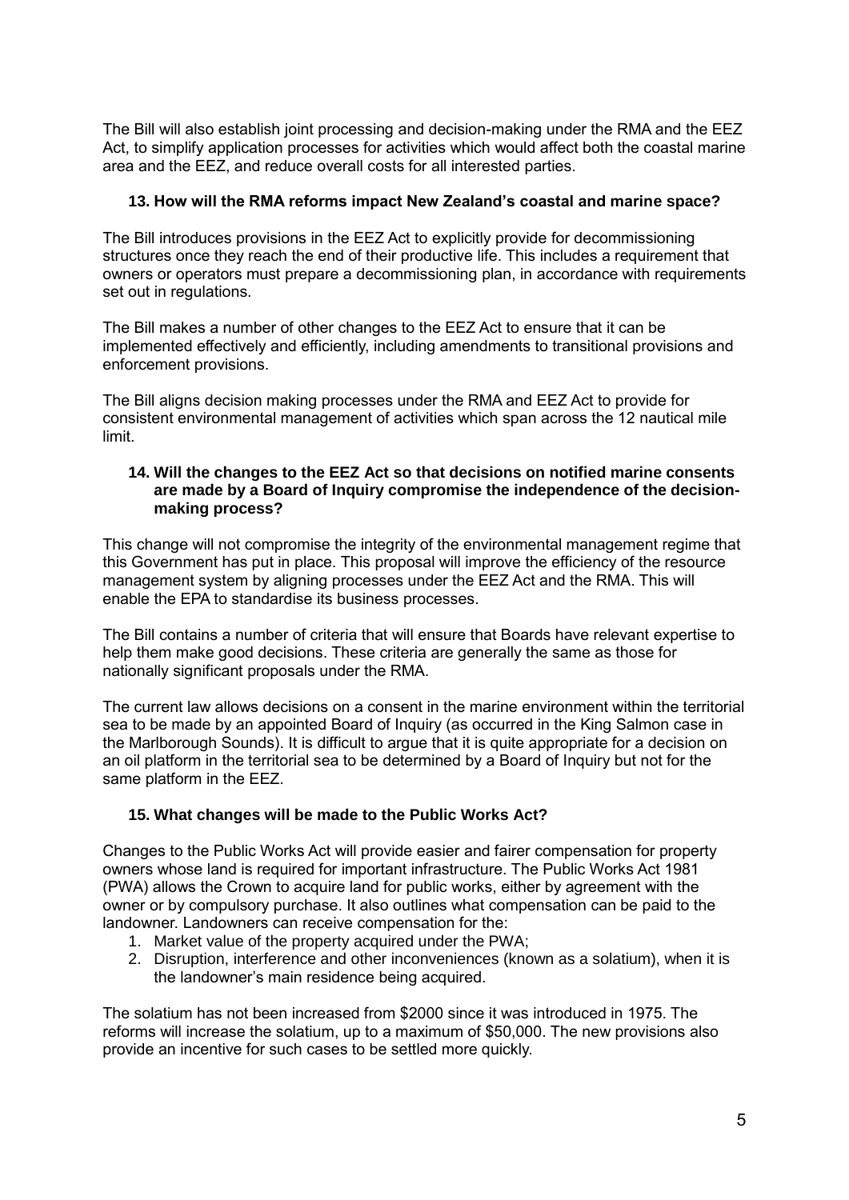The Bill will also establish joint processing and decision-making under the RMA and the EEZ Act, to simplify application processes for activities which would affect both the coastal marine area and the EEZ, and reduce overall costs for all interested parties.

### 13. How will the RMA reforms impact New Zealand's coastal and marine space?

The Bill introduces provisions in the EEZ Act to explicitly provide for decommissioning structures once they reach the end of their productive life. This includes a requirement that owners or operators must prepare a decommissioning plan, in accordance with requirements set out in regulations.

The Bill makes a number of other changes to the EEZ Act to ensure that it can be implemented effectively and efficiently, including amendments to transitional provisions and enforcement provisions.

The Bill aligns decision making processes under the RMA and EEZ Act to provide for consistent environmental management of activities which span across the 12 nautical mile limit.

### 14. Will the changes to the EEZ Act so that decisions on notified marine consents are made by a Board of Inquiry compromise the independence of the decision-making process?

This change will not compromise the integrity of the environmental management regime that this Government has put in place. This proposal will improve the efficiency of the resource management system by aligning processes under the EEZ Act and the RMA. This will enable the EPA to standardise its business processes.

The Bill contains a number of criteria that will ensure that Boards have relevant expertise to help them make good decisions. These criteria are generally the same as those for nationally significant proposals under the RMA.

The current law allows decisions on a consent in the marine environment within the territorial sea to be made by an appointed Board of Inquiry (as occurred in the King Salmon case in the Marlborough Sounds). It is difficult to argue that it is quite appropriate for a decision on an oil platform in the territorial sea to be determined by a Board of Inquiry but not for the same platform in the EEZ.

### 15. What changes will be made to the Public Works Act?

Changes to the Public Works Act will provide easier and fairer compensation for property owners whose land is required for important infrastructure. The Public Works Act 1981 (PWA) allows the Crown to acquire land for public works, either by agreement with the owner or by compulsory purchase. It also outlines what compensation can be paid to the landowner. Landowners can receive compensation for the:

1. Market value of the property acquired under the PWA;
2. Disruption, interference and other inconveniences (known as a solatium), when it is the landowner's main residence being acquired.

The solatium has not been increased from $2000 since it was introduced in 1975. The reforms will increase the solatium, up to a maximum of $50,000. The new provisions also provide an incentive for such cases to be settled more quickly.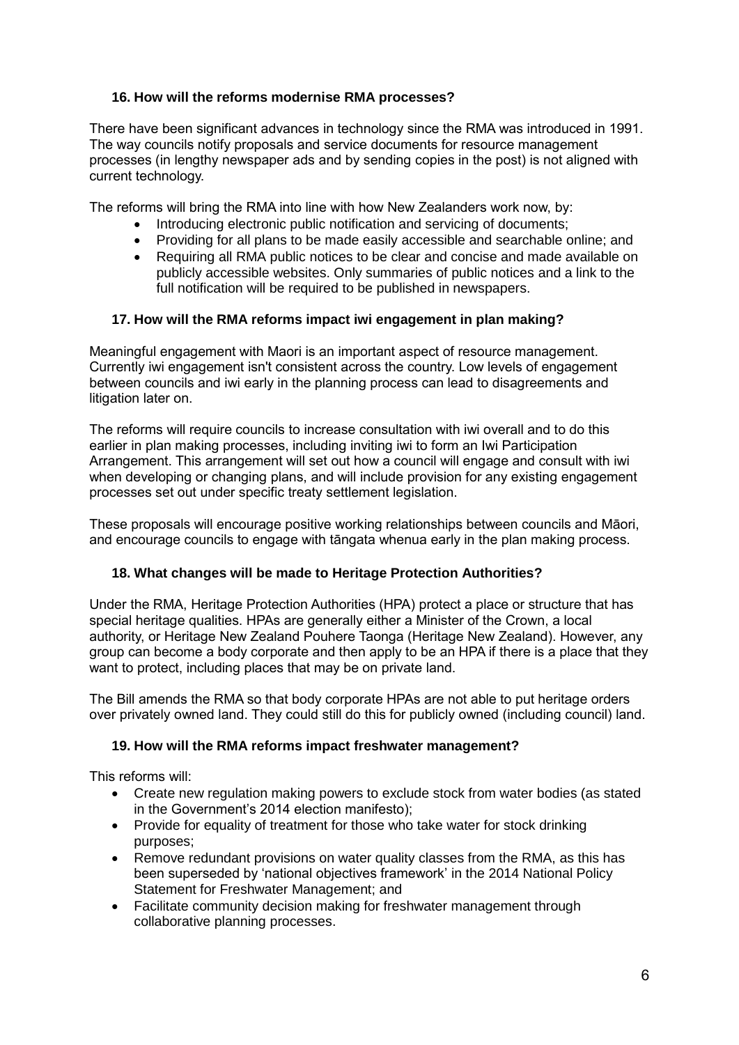### 16. How will the reforms modernise RMA processes?

There have been significant advances in technology since the RMA was introduced in 1991. The way councils notify proposals and service documents for resource management processes (in lengthy newspaper ads and by sending copies in the post) is not aligned with current technology.

The reforms will bring the RMA into line with how New Zealanders work now, by:

- Introducing electronic public notification and servicing of documents;
- Providing for all plans to be made easily accessible and searchable online; and
- Requiring all RMA public notices to be clear and concise and made available on publicly accessible websites. Only summaries of public notices and a link to the full notification will be required to be published in newspapers.

### 17. How will the RMA reforms impact iwi engagement in plan making?

Meaningful engagement with Maori is an important aspect of resource management. Currently iwi engagement isn't consistent across the country. Low levels of engagement between councils and iwi early in the planning process can lead to disagreements and litigation later on.

The reforms will require councils to increase consultation with iwi overall and to do this earlier in plan making processes, including inviting iwi to form an Iwi Participation Arrangement. This arrangement will set out how a council will engage and consult with iwi when developing or changing plans, and will include provision for any existing engagement processes set out under specific treaty settlement legislation.

These proposals will encourage positive working relationships between councils and Māori, and encourage councils to engage with tāngata whenua early in the plan making process.

### 18. What changes will be made to Heritage Protection Authorities?

Under the RMA, Heritage Protection Authorities (HPA) protect a place or structure that has special heritage qualities. HPAs are generally either a Minister of the Crown, a local authority, or Heritage New Zealand Pouhere Taonga (Heritage New Zealand). However, any group can become a body corporate and then apply to be an HPA if there is a place that they want to protect, including places that may be on private land.

The Bill amends the RMA so that body corporate HPAs are not able to put heritage orders over privately owned land. They could still do this for publicly owned (including council) land.

### 19. How will the RMA reforms impact freshwater management?

This reforms will:

- Create new regulation making powers to exclude stock from water bodies (as stated in the Government's 2014 election manifesto);
- Provide for equality of treatment for those who take water for stock drinking purposes;
- Remove redundant provisions on water quality classes from the RMA, as this has been superseded by 'national objectives framework' in the 2014 National Policy Statement for Freshwater Management; and
- Facilitate community decision making for freshwater management through collaborative planning processes.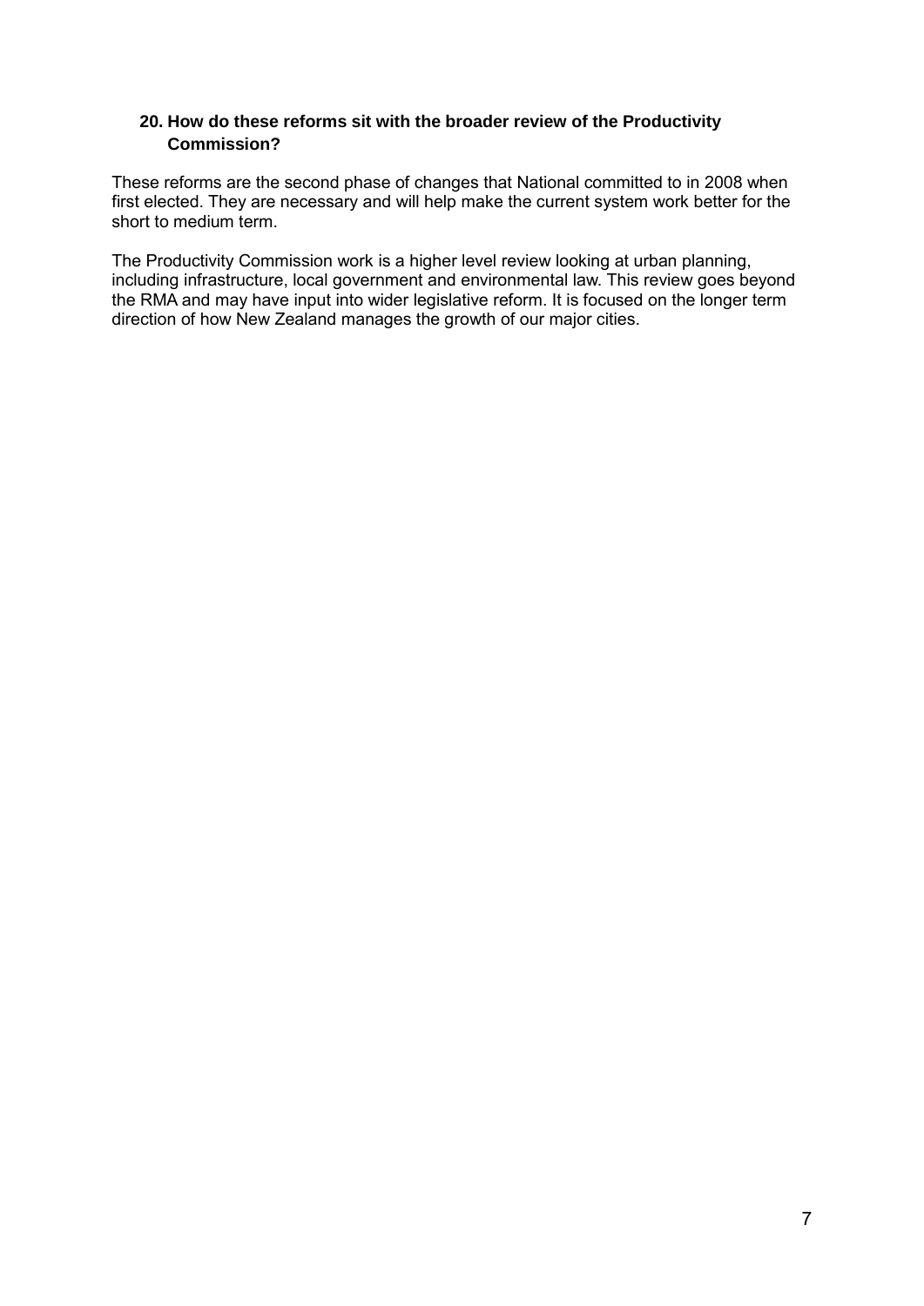**20. How do these reforms sit with the broader review of the Productivity Commission?**

These reforms are the second phase of changes that National committed to in 2008 when first elected. They are necessary and will help make the current system work better for the short to medium term.

The Productivity Commission work is a higher level review looking at urban planning, including infrastructure, local government and environmental law. This review goes beyond the RMA and may have input into wider legislative reform. It is focused on the longer term direction of how New Zealand manages the growth of our major cities.